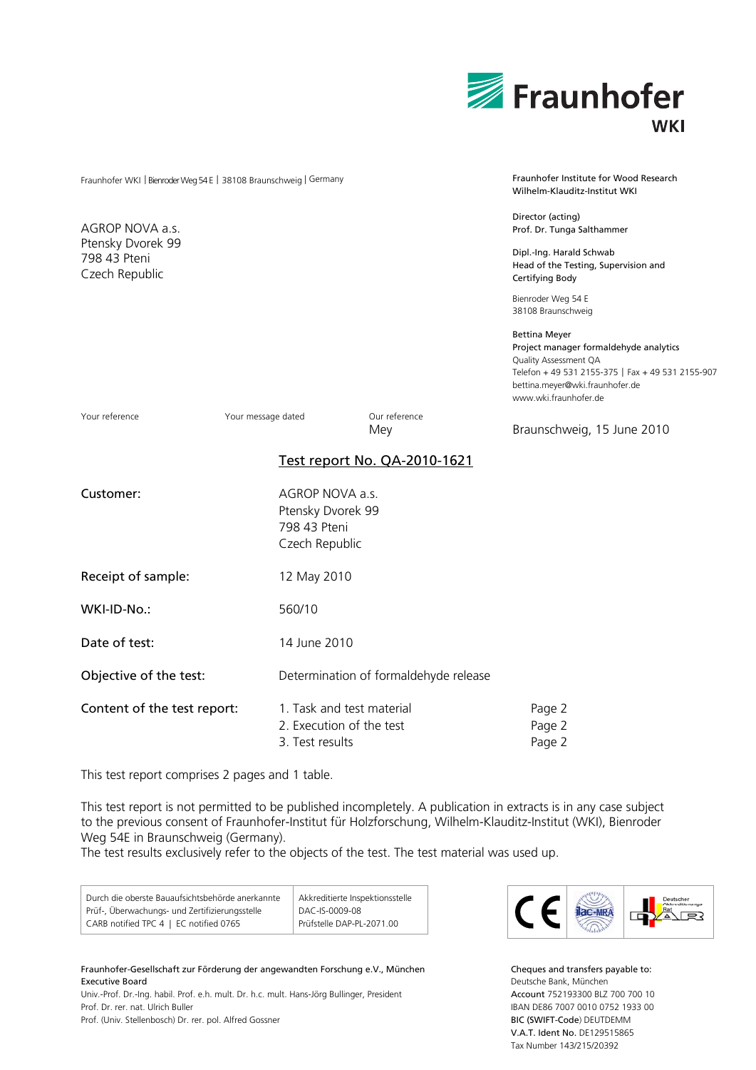Fraunhofer WKI

Fraunhofer WKI | Bienroder Weg 54 E | 38108 Braunschweig | Germany

AGROP NOVA a.s.
Ptensky Dvorek 99
798 43 Pteni
Czech Republic

Fraunhofer Institute for Wood Research
Wilhelm-Klauditz-Institut WKI

Director (acting)
Prof. Dr. Tunga Salthammer

Dipl.-Ing. Harald Schwab
Head of the Testing, Supervision and Certifying Body

Bienroder Weg 54 E
38108 Braunschweig

Bettina Meyer
Project manager formaldehyde analytics
Quality Assessment QA
Telefon + 49 531 2155-375 | Fax + 49 531 2155-907
bettina.meyer@wki.fraunhofer.de
www.wki.fraunhofer.de

| Your reference | Your message dated | Our reference | |
|---|---|---|---|
| | | Mey | Braunschweig, 15 June 2010 |

## Test report No. QA-2010-1621

| | | |
|---|---|---|
| **Customer:** | AGROP NOVA a.s.<br>Ptensky Dvorek 99<br>798 43 Pteni<br>Czech Republic | |
| **Receipt of sample:** | 12 May 2010 | |
| **WKI-ID-No.:** | 560/10 | |
| **Date of test:** | 14 June 2010 | |
| **Objective of the test:** | Determination of formaldehyde release | |
| **Content of the test report:** | 1. Task and test material | Page 2 |
| | 2. Execution of the test | Page 2 |
| | 3. Test results | Page 2 |

This test report comprises 2 pages and 1 table.

This test report is not permitted to be published incompletely. A publication in extracts is in any case subject to the previous consent of Fraunhofer-Institut für Holzforschung, Wilhelm-Klauditz-Institut (WKI), Bienroder Weg 54E in Braunschweig (Germany).
The test results exclusively refer to the objects of the test. The test material was used up.

| | |
|---|---|
| Durch die oberste Bauaufsichtsbehörde anerkannte Prüf-, Überwachungs- und Zertifizierungsstelle<br>CARB notified TPC 4 \| EC notified 0765 | Akkreditierte Inspektionsstelle<br>DAC-IS-0009-08<br>Prüfstelle DAP-PL-2071.00 |

Fraunhofer-Gesellschaft zur Förderung der angewandten Forschung e.V., München
Executive Board
Univ.-Prof. Dr.-Ing. habil. Prof. e.h. mult. Dr. h.c. mult. Hans-Jörg Bullinger, President
Prof. Dr. rer. nat. Ulrich Buller
Prof. (Univ. Stellenbosch) Dr. rer. pol. Alfred Gossner

Cheques and transfers payable to:
Deutsche Bank, München
Account 752193300 BLZ 700 700 10
IBAN DE86 7007 0010 0752 1933 00
BIC (SWIFT-Code) DEUTDEMM
V.A.T. Ident No. DE129515865
Tax Number 143/215/20392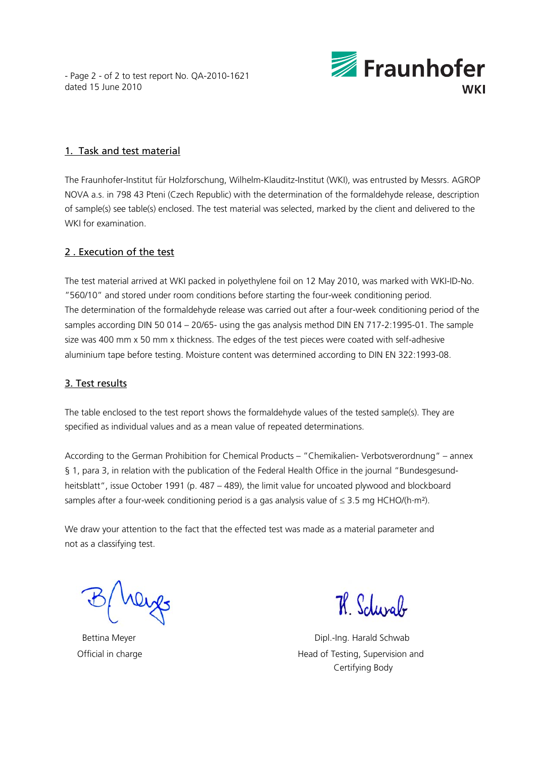## 1. Task and test material

The Fraunhofer-Institut für Holzforschung, Wilhelm-Klauditz-Institut (WKI), was entrusted by Messrs. AGROP NOVA a.s. in 798 43 Pteni (Czech Republic) with the determination of the formaldehyde release, description of sample(s) see table(s) enclosed. The test material was selected, marked by the client and delivered to the WKI for examination.

## 2 . Execution of the test

The test material arrived at WKI packed in polyethylene foil on 12 May 2010, was marked with WKI-ID-No. "560/10" and stored under room conditions before starting the four-week conditioning period.
The determination of the formaldehyde release was carried out after a four-week conditioning period of the samples according DIN 50 014 – 20/65- using the gas analysis method DIN EN 717-2:1995-01. The sample size was 400 mm x 50 mm x thickness. The edges of the test pieces were coated with self-adhesive aluminium tape before testing. Moisture content was determined according to DIN EN 322:1993-08.

## 3. Test results

The table enclosed to the test report shows the formaldehyde values of the tested sample(s). They are specified as individual values and as a mean value of repeated determinations.

According to the German Prohibition for Chemical Products – "Chemikalien- Verbotsverordnung" – annex § 1, para 3, in relation with the publication of the Federal Health Office in the journal "Bundesgesund-heitsblatt", issue October 1991 (p. 487 – 489), the limit value for uncoated plywood and blockboard samples after a four-week conditioning period is a gas analysis value of ≤ 3.5 mg HCHO/(h·m²).

We draw your attention to the fact that the effected test was made as a material parameter and not as a classifying test.

Bettina Meyer
Official in charge

Dipl.-Ing. Harald Schwab
Head of Testing, Supervision and Certifying Body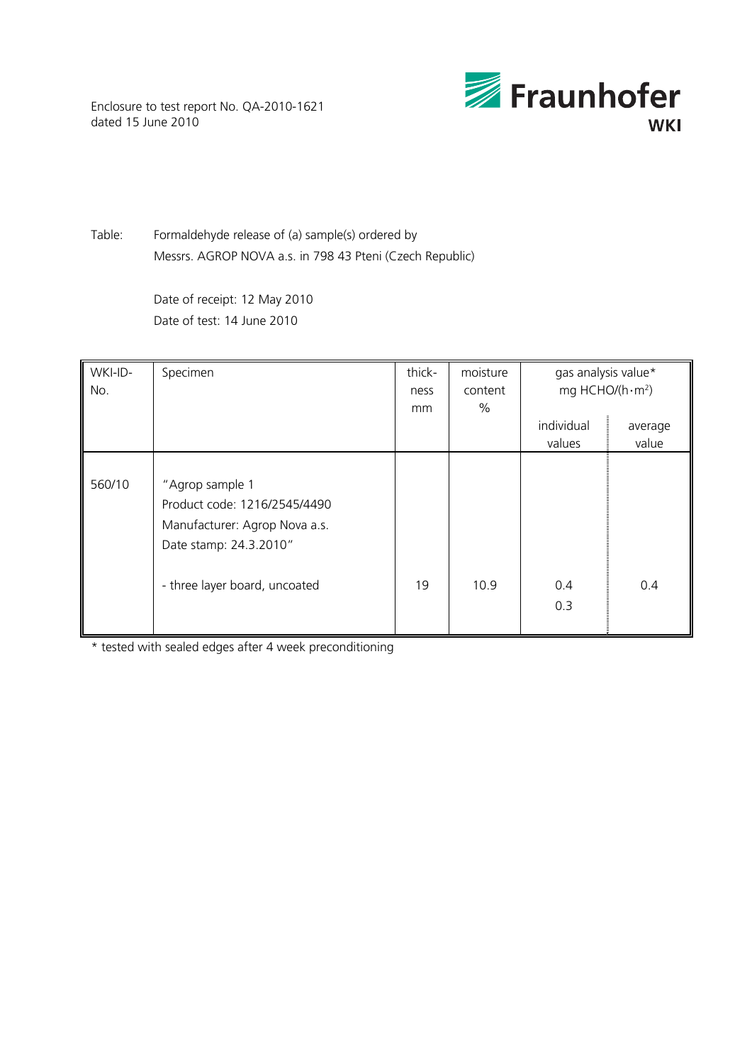Enclosure to test report No. QA-2010-1621
dated 15 June 2010

Table: Formaldehyde release of (a) sample(s) ordered by
Messrs. AGROP NOVA a.s. in 798 43 Pteni (Czech Republic)

Date of receipt: 12 May 2010
Date of test: 14 June 2010

| WKI-ID-No. | Specimen | thick-ness mm | moisture content % | gas analysis value* mg HCHO/(h·m²) | |
|---|---|---|---|---|---|
| | | | | individual values | average value |
| 560/10 | "Agrop sample 1<br>Product code: 1216/2545/4490<br>Manufacturer: Agrop Nova a.s.<br>Date stamp: 24.3.2010"<br><br>- three layer board, uncoated | 19 | 10.9 | 0.4<br>0.3 | 0.4 |

\* tested with sealed edges after 4 week preconditioning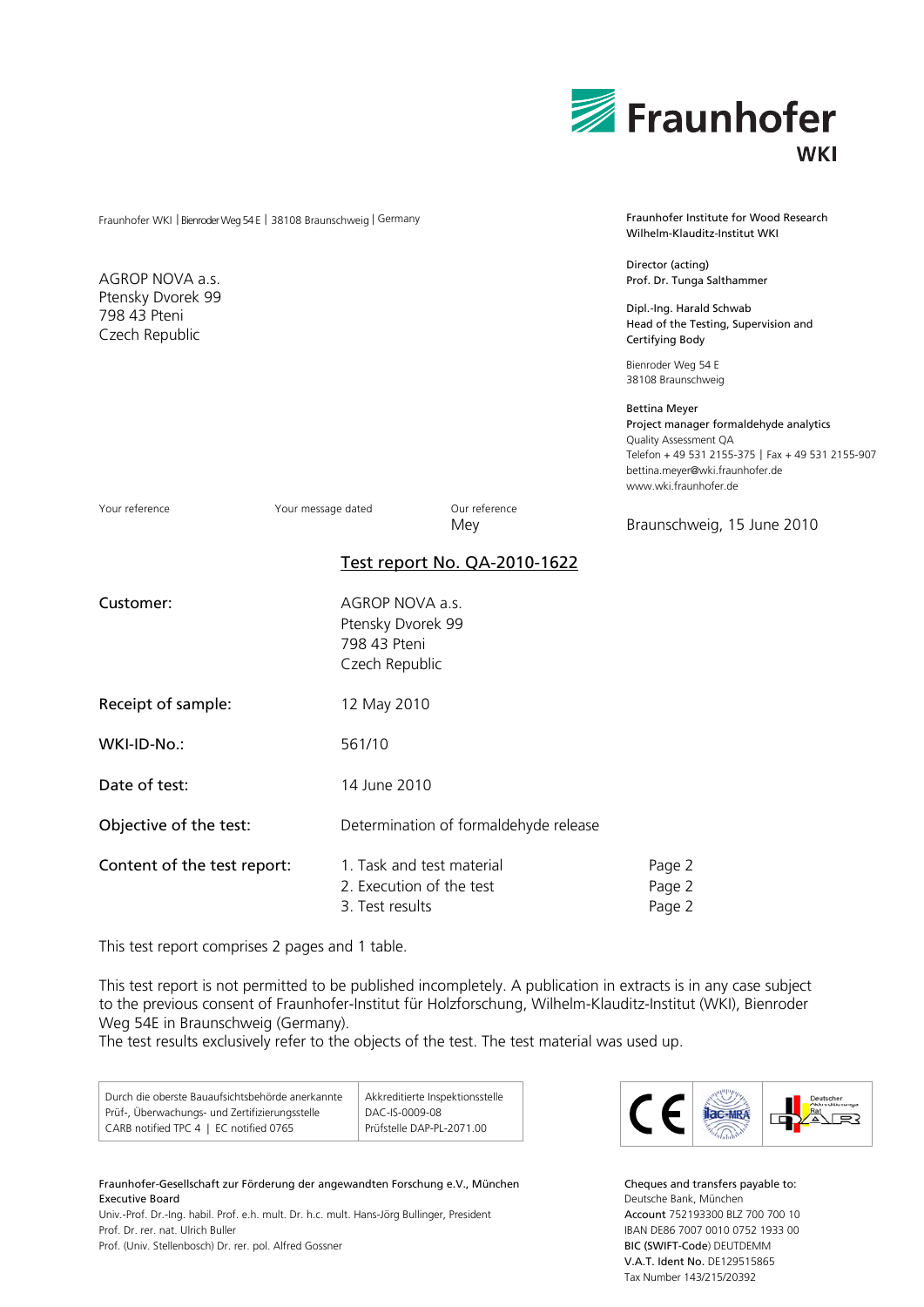**Fraunhofer**
**WKI**

Fraunhofer WKI | Bienroder Weg 54 E | 38108 Braunschweig | Germany

AGROP NOVA a.s.
Ptensky Dvorek 99
798 43 Pteni
Czech Republic

Fraunhofer Institute for Wood Research
Wilhelm-Klauditz-Institut WKI

Director (acting)
Prof. Dr. Tunga Salthammer

Dipl.-Ing. Harald Schwab
Head of the Testing, Supervision and Certifying Body

Bienroder Weg 54 E
38108 Braunschweig

Bettina Meyer
Project manager formaldehyde analytics
Quality Assessment QA
Telefon + 49 531 2155-375 | Fax + 49 531 2155-907
bettina.meyer@wki.fraunhofer.de
www.wki.fraunhofer.de

| Your reference | Your message dated | Our reference | |
|---|---|---|---|
| | | Mey | Braunschweig, 15 June 2010 |

## Test report No. QA-2010-1622

| | | |
|---|---|---|
| **Customer:** | AGROP NOVA a.s.<br>Ptensky Dvorek 99<br>798 43 Pteni<br>Czech Republic | |
| **Receipt of sample:** | 12 May 2010 | |
| **WKI-ID-No.:** | 561/10 | |
| **Date of test:** | 14 June 2010 | |
| **Objective of the test:** | Determination of formaldehyde release | |
| **Content of the test report:** | 1. Task and test material | Page 2 |
| | 2. Execution of the test | Page 2 |
| | 3. Test results | Page 2 |

This test report comprises 2 pages and 1 table.

This test report is not permitted to be published incompletely. A publication in extracts is in any case subject to the previous consent of Fraunhofer-Institut für Holzforschung, Wilhelm-Klauditz-Institut (WKI), Bienroder Weg 54E in Braunschweig (Germany).
The test results exclusively refer to the objects of the test. The test material was used up.

| | |
|---|---|
| Durch die oberste Bauaufsichtsbehörde anerkannte Prüf-, Überwachungs- und Zertifizierungsstelle<br>CARB notified TPC 4 \| EC notified 0765 | Akkreditierte Inspektionsstelle<br>DAC-IS-0009-08<br>Prüfstelle DAP-PL-2071.00 |

Fraunhofer-Gesellschaft zur Förderung der angewandten Forschung e.V., München
Executive Board
Univ.-Prof. Dr.-Ing. habil. Prof. e.h. mult. Dr. h.c. mult. Hans-Jörg Bullinger, President
Prof. Dr. rer. nat. Ulrich Buller
Prof. (Univ. Stellenbosch) Dr. rer. pol. Alfred Gossner

Cheques and transfers payable to:
Deutsche Bank, München
Account 752193300 BLZ 700 700 10
IBAN DE86 7007 0010 0752 1933 00
BIC (SWIFT-Code) DEUTDEMM
V.A.T. Ident No. DE129515865
Tax Number 143/215/20392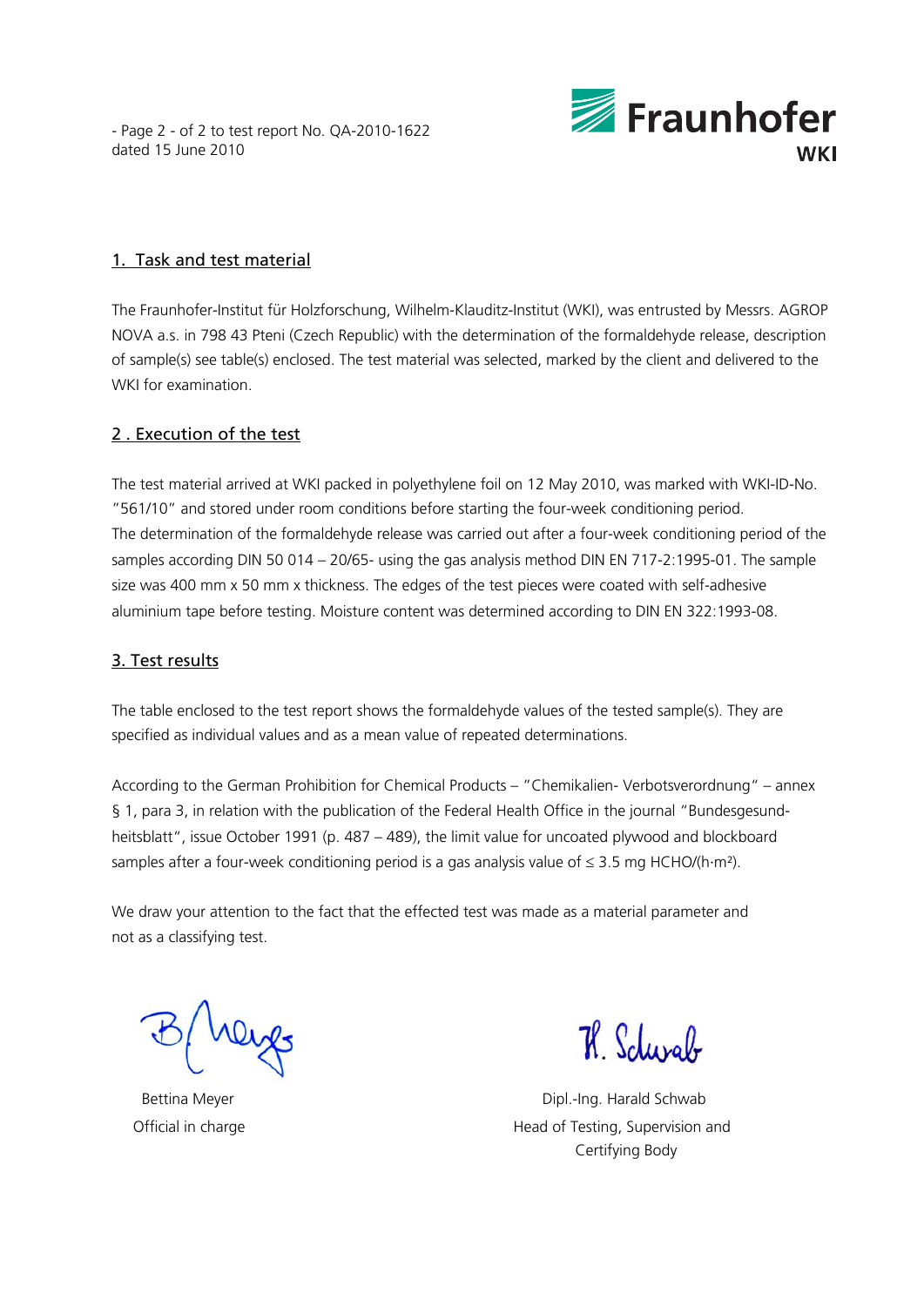- Page 2 - of 2 to test report No. QA-2010-1622
dated 15 June 2010

## 1. Task and test material

The Fraunhofer-Institut für Holzforschung, Wilhelm-Klauditz-Institut (WKI), was entrusted by Messrs. AGROP NOVA a.s. in 798 43 Pteni (Czech Republic) with the determination of the formaldehyde release, description of sample(s) see table(s) enclosed. The test material was selected, marked by the client and delivered to the WKI for examination.

## 2 . Execution of the test

The test material arrived at WKI packed in polyethylene foil on 12 May 2010, was marked with WKI-ID-No. "561/10" and stored under room conditions before starting the four-week conditioning period.
The determination of the formaldehyde release was carried out after a four-week conditioning period of the samples according DIN 50 014 – 20/65- using the gas analysis method DIN EN 717-2:1995-01. The sample size was 400 mm x 50 mm x thickness. The edges of the test pieces were coated with self-adhesive aluminium tape before testing. Moisture content was determined according to DIN EN 322:1993-08.

## 3. Test results

The table enclosed to the test report shows the formaldehyde values of the tested sample(s). They are specified as individual values and as a mean value of repeated determinations.

According to the German Prohibition for Chemical Products – "Chemikalien- Verbotsverordnung" – annex § 1, para 3, in relation with the publication of the Federal Health Office in the journal "Bundesgesund-heitsblatt", issue October 1991 (p. 487 – 489), the limit value for uncoated plywood and blockboard samples after a four-week conditioning period is a gas analysis value of ≤ 3.5 mg HCHO/(h·m²).

We draw your attention to the fact that the effected test was made as a material parameter and not as a classifying test.

Bettina Meyer
Official in charge

Dipl.-Ing. Harald Schwab
Head of Testing, Supervision and Certifying Body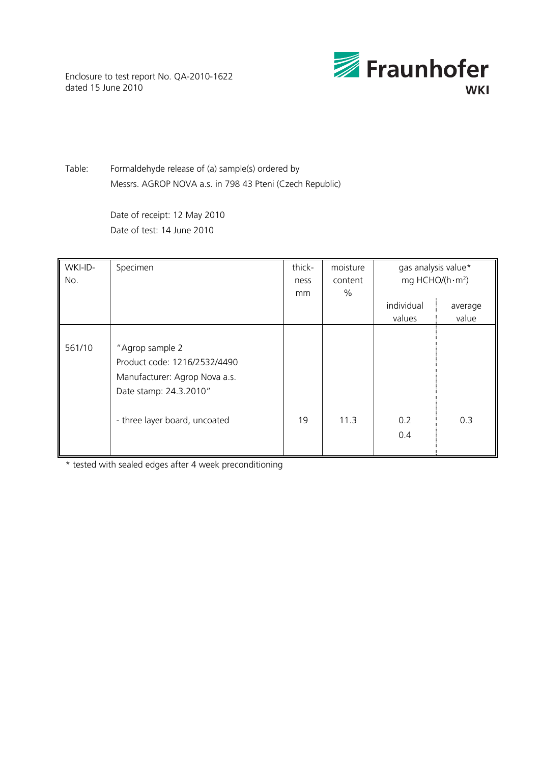Enclosure to test report No. QA-2010-1622
dated 15 June 2010

Table: Formaldehyde release of (a) sample(s) ordered by
Messrs. AGROP NOVA a.s. in 798 43 Pteni (Czech Republic)

Date of receipt: 12 May 2010
Date of test: 14 June 2010

| WKI-ID-No. | Specimen | thick-ness mm | moisture content % | gas analysis value* mg HCHO/(h·m²) | |
|---|---|---|---|---|---|
| | | | | individual values | average value |
| 561/10 | "Agrop sample 2<br>Product code: 1216/2532/4490<br>Manufacturer: Agrop Nova a.s.<br>Date stamp: 24.3.2010"<br><br>- three layer board, uncoated | 19 | 11.3 | 0.2<br>0.4 | 0.3 |

* tested with sealed edges after 4 week preconditioning